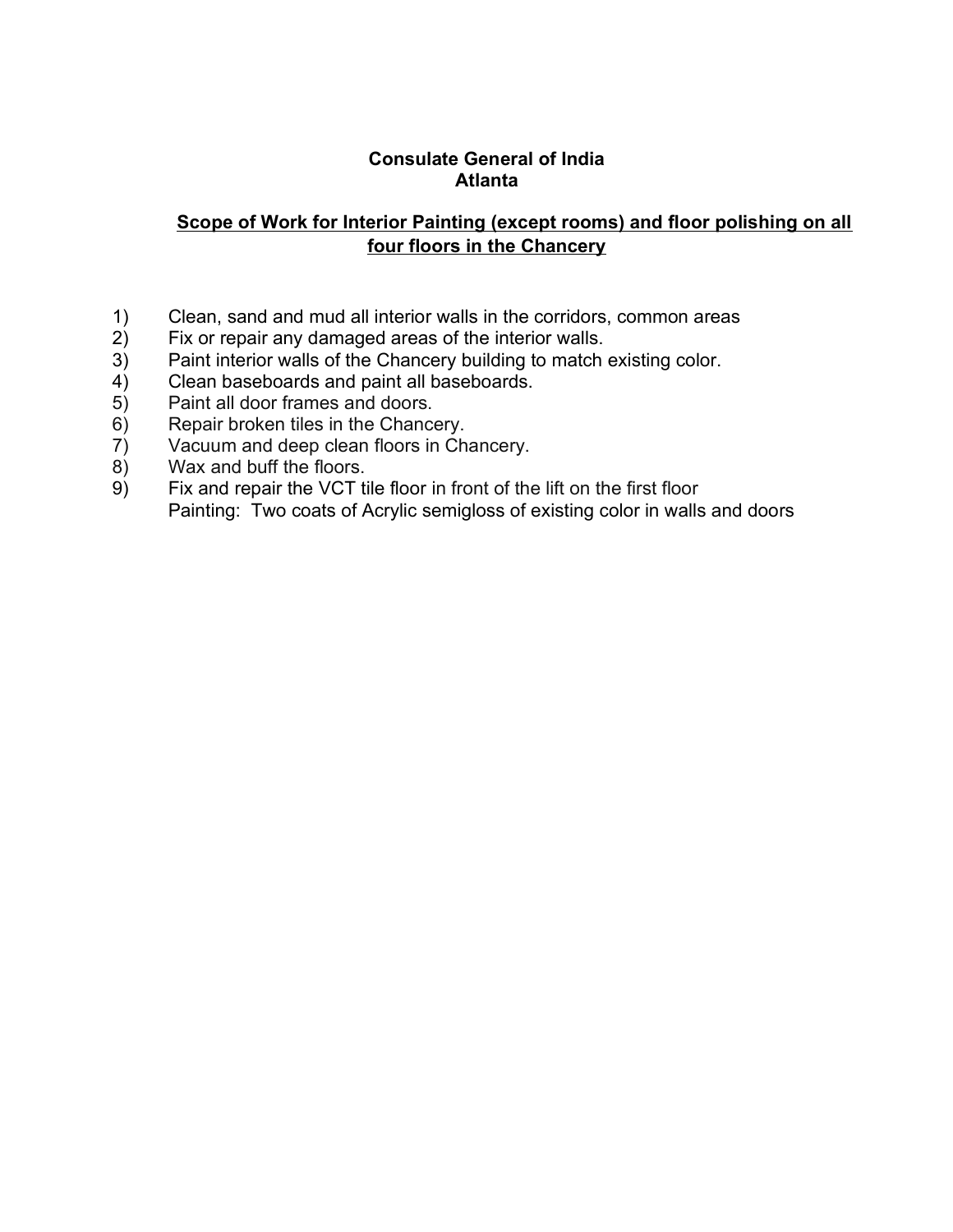**Consulate General of India**
**Atlanta**

**<u>Scope of Work for Interior Painting (except rooms) and floor polishing on all four floors in the Chancery</u>**

1) Clean, sand and mud all interior walls in the corridors, common areas
2) Fix or repair any damaged areas of the interior walls.
3) Paint interior walls of the Chancery building to match existing color.
4) Clean baseboards and paint all baseboards.
5) Paint all door frames and doors.
6) Repair broken tiles in the Chancery.
7) Vacuum and deep clean floors in Chancery.
8) Wax and buff the floors.
9) Fix and repair the VCT tile floor in front of the lift on the first floor
   Painting: Two coats of Acrylic semigloss of existing color in walls and doors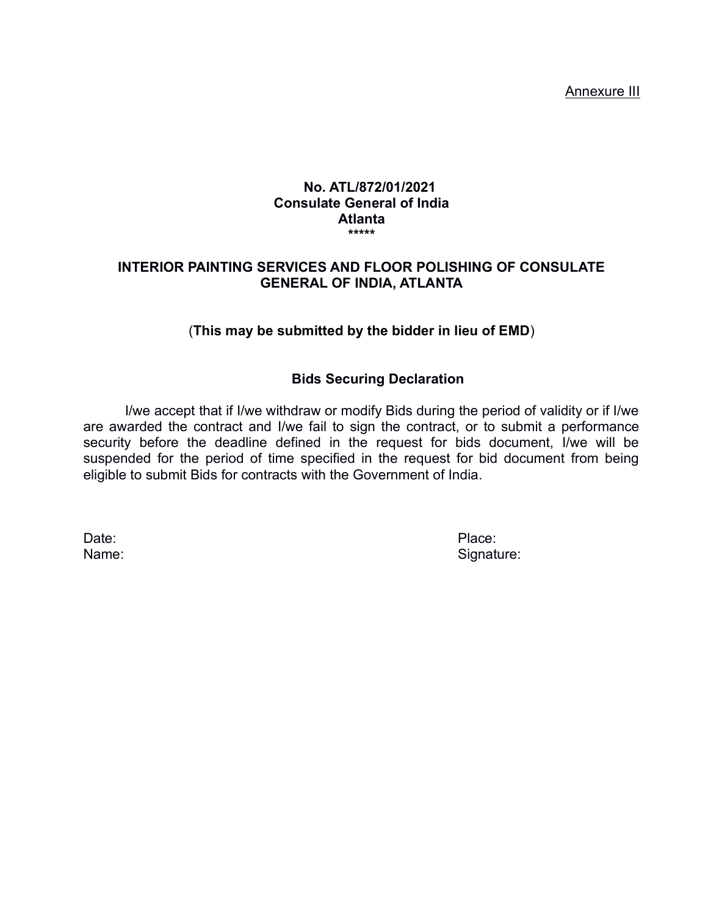Annexure III

**No. ATL/872/01/2021**
**Consulate General of India**
**Atlanta**
**\*\*\*\*\***

## INTERIOR PAINTING SERVICES AND FLOOR POLISHING OF CONSULATE GENERAL OF INDIA, ATLANTA

(**This may be submitted by the bidder in lieu of EMD**)

### Bids Securing Declaration

I/we accept that if I/we withdraw or modify Bids during the period of validity or if I/we are awarded the contract and I/we fail to sign the contract, or to submit a performance security before the deadline defined in the request for bids document, I/we will be suspended for the period of time specified in the request for bid document from being eligible to submit Bids for contracts with the Government of India.

Date: Place:
Name: Signature: